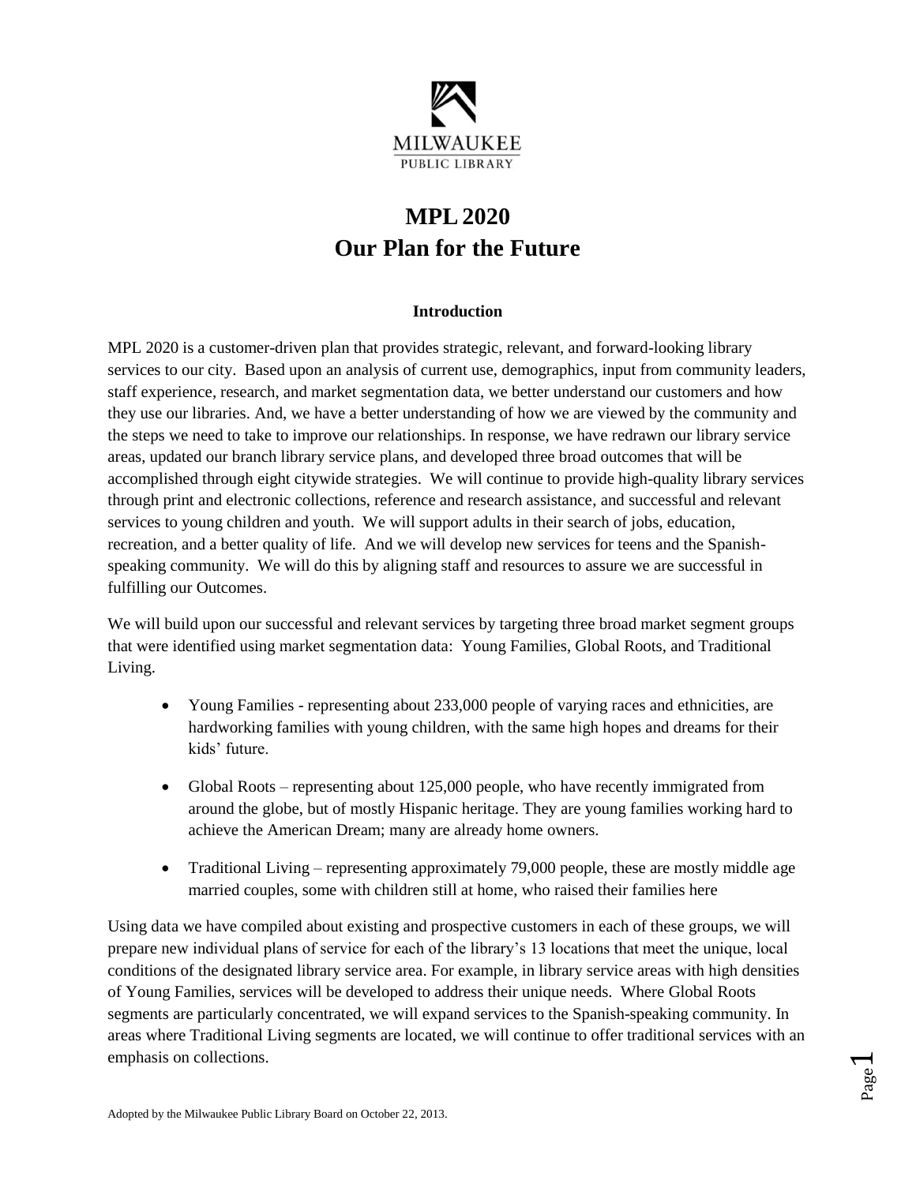MILWAUKEE
PUBLIC LIBRARY

# MPL 2020
# Our Plan for the Future

### Introduction

MPL 2020 is a customer-driven plan that provides strategic, relevant, and forward-looking library services to our city. Based upon an analysis of current use, demographics, input from community leaders, staff experience, research, and market segmentation data, we better understand our customers and how they use our libraries. And, we have a better understanding of how we are viewed by the community and the steps we need to take to improve our relationships. In response, we have redrawn our library service areas, updated our branch library service plans, and developed three broad outcomes that will be accomplished through eight citywide strategies. We will continue to provide high-quality library services through print and electronic collections, reference and research assistance, and successful and relevant services to young children and youth. We will support adults in their search of jobs, education, recreation, and a better quality of life. And we will develop new services for teens and the Spanish-speaking community. We will do this by aligning staff and resources to assure we are successful in fulfilling our Outcomes.

We will build upon our successful and relevant services by targeting three broad market segment groups that were identified using market segmentation data: Young Families, Global Roots, and Traditional Living.

- Young Families - representing about 233,000 people of varying races and ethnicities, are hardworking families with young children, with the same high hopes and dreams for their kids' future.
- Global Roots – representing about 125,000 people, who have recently immigrated from around the globe, but of mostly Hispanic heritage. They are young families working hard to achieve the American Dream; many are already home owners.
- Traditional Living – representing approximately 79,000 people, these are mostly middle age married couples, some with children still at home, who raised their families here

Using data we have compiled about existing and prospective customers in each of these groups, we will prepare new individual plans of service for each of the library's 13 locations that meet the unique, local conditions of the designated library service area. For example, in library service areas with high densities of Young Families, services will be developed to address their unique needs. Where Global Roots segments are particularly concentrated, we will expand services to the Spanish-speaking community. In areas where Traditional Living segments are located, we will continue to offer traditional services with an emphasis on collections.

Adopted by the Milwaukee Public Library Board on October 22, 2013.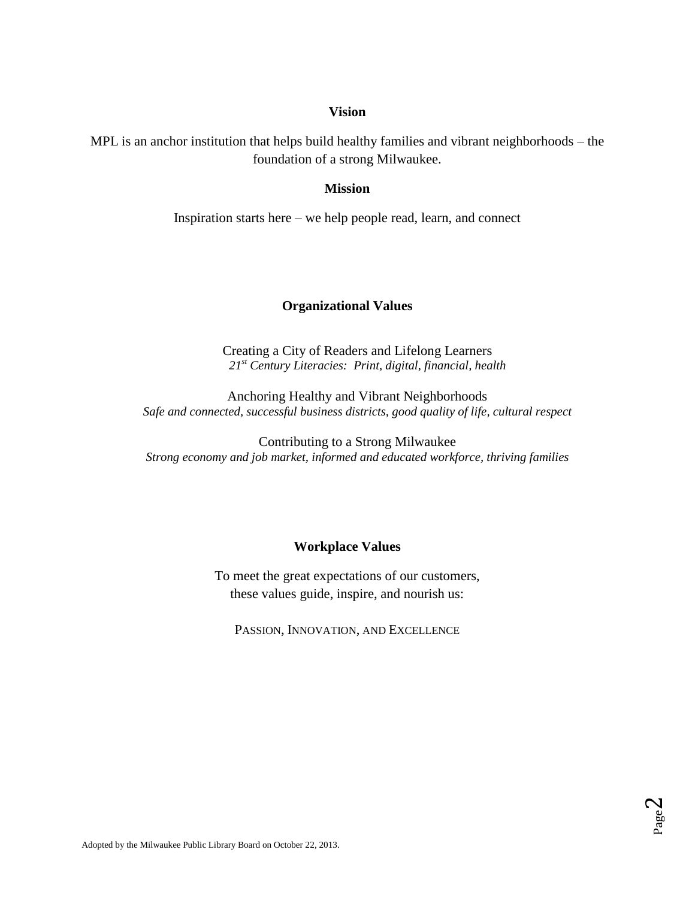## Vision

MPL is an anchor institution that helps build healthy families and vibrant neighborhoods – the foundation of a strong Milwaukee.

## Mission

Inspiration starts here – we help people read, learn, and connect

## Organizational Values

Creating a City of Readers and Lifelong Learners
*21st Century Literacies: Print, digital, financial, health*

Anchoring Healthy and Vibrant Neighborhoods
*Safe and connected, successful business districts, good quality of life, cultural respect*

Contributing to a Strong Milwaukee
*Strong economy and job market, informed and educated workforce, thriving families*

## Workplace Values

To meet the great expectations of our customers,
these values guide, inspire, and nourish us:

PASSION, INNOVATION, AND EXCELLENCE

Adopted by the Milwaukee Public Library Board on October 22, 2013.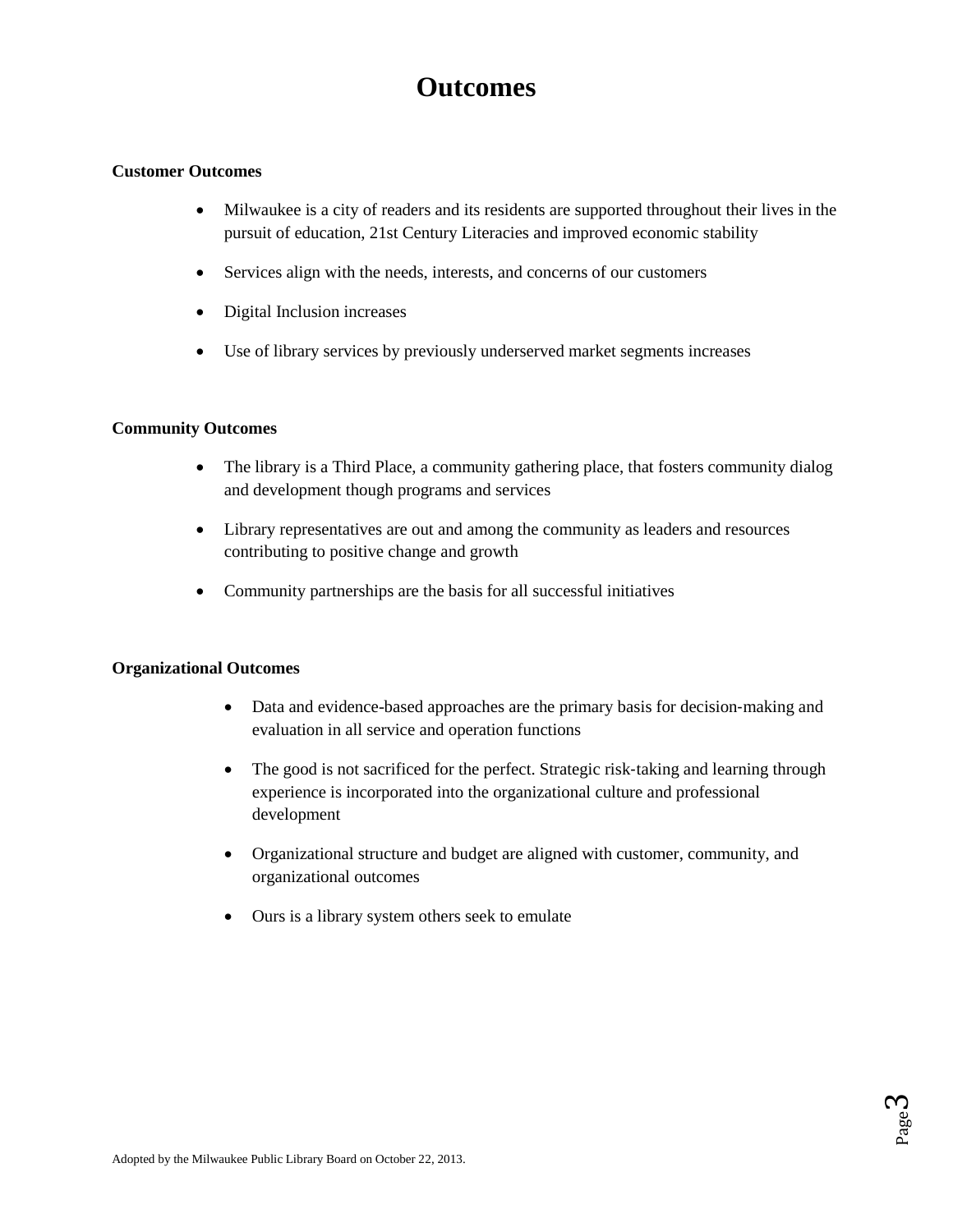# Outcomes

**Customer Outcomes**

- Milwaukee is a city of readers and its residents are supported throughout their lives in the pursuit of education, 21st Century Literacies and improved economic stability
- Services align with the needs, interests, and concerns of our customers
- Digital Inclusion increases
- Use of library services by previously underserved market segments increases

**Community Outcomes**

- The library is a Third Place, a community gathering place, that fosters community dialog and development though programs and services
- Library representatives are out and among the community as leaders and resources contributing to positive change and growth
- Community partnerships are the basis for all successful initiatives

**Organizational Outcomes**

- Data and evidence-based approaches are the primary basis for decision-making and evaluation in all service and operation functions
- The good is not sacrificed for the perfect. Strategic risk-taking and learning through experience is incorporated into the organizational culture and professional development
- Organizational structure and budget are aligned with customer, community, and organizational outcomes
- Ours is a library system others seek to emulate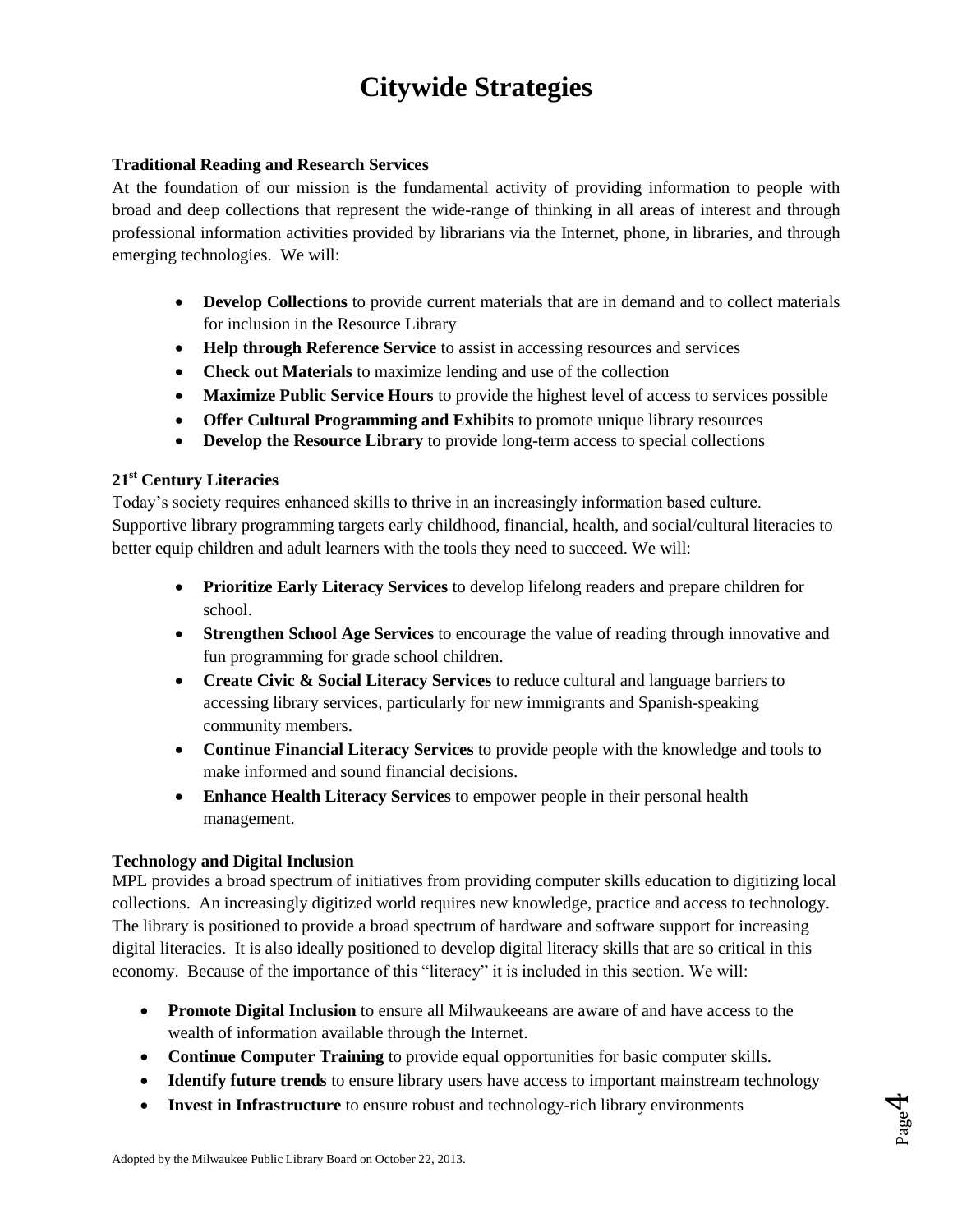# Citywide Strategies

**Traditional Reading and Research Services**

At the foundation of our mission is the fundamental activity of providing information to people with broad and deep collections that represent the wide-range of thinking in all areas of interest and through professional information activities provided by librarians via the Internet, phone, in libraries, and through emerging technologies. We will:

- **Develop Collections** to provide current materials that are in demand and to collect materials for inclusion in the Resource Library
- **Help through Reference Service** to assist in accessing resources and services
- **Check out Materials** to maximize lending and use of the collection
- **Maximize Public Service Hours** to provide the highest level of access to services possible
- **Offer Cultural Programming and Exhibits** to promote unique library resources
- **Develop the Resource Library** to provide long-term access to special collections

**21st Century Literacies**

Today's society requires enhanced skills to thrive in an increasingly information based culture. Supportive library programming targets early childhood, financial, health, and social/cultural literacies to better equip children and adult learners with the tools they need to succeed. We will:

- **Prioritize Early Literacy Services** to develop lifelong readers and prepare children for school.
- **Strengthen School Age Services** to encourage the value of reading through innovative and fun programming for grade school children.
- **Create Civic & Social Literacy Services** to reduce cultural and language barriers to accessing library services, particularly for new immigrants and Spanish-speaking community members.
- **Continue Financial Literacy Services** to provide people with the knowledge and tools to make informed and sound financial decisions.
- **Enhance Health Literacy Services** to empower people in their personal health management.

**Technology and Digital Inclusion**

MPL provides a broad spectrum of initiatives from providing computer skills education to digitizing local collections. An increasingly digitized world requires new knowledge, practice and access to technology. The library is positioned to provide a broad spectrum of hardware and software support for increasing digital literacies. It is also ideally positioned to develop digital literacy skills that are so critical in this economy. Because of the importance of this "literacy" it is included in this section. We will:

- **Promote Digital Inclusion** to ensure all Milwaukeeans are aware of and have access to the wealth of information available through the Internet.
- **Continue Computer Training** to provide equal opportunities for basic computer skills.
- **Identify future trends** to ensure library users have access to important mainstream technology
- **Invest in Infrastructure** to ensure robust and technology-rich library environments

Adopted by the Milwaukee Public Library Board on October 22, 2013.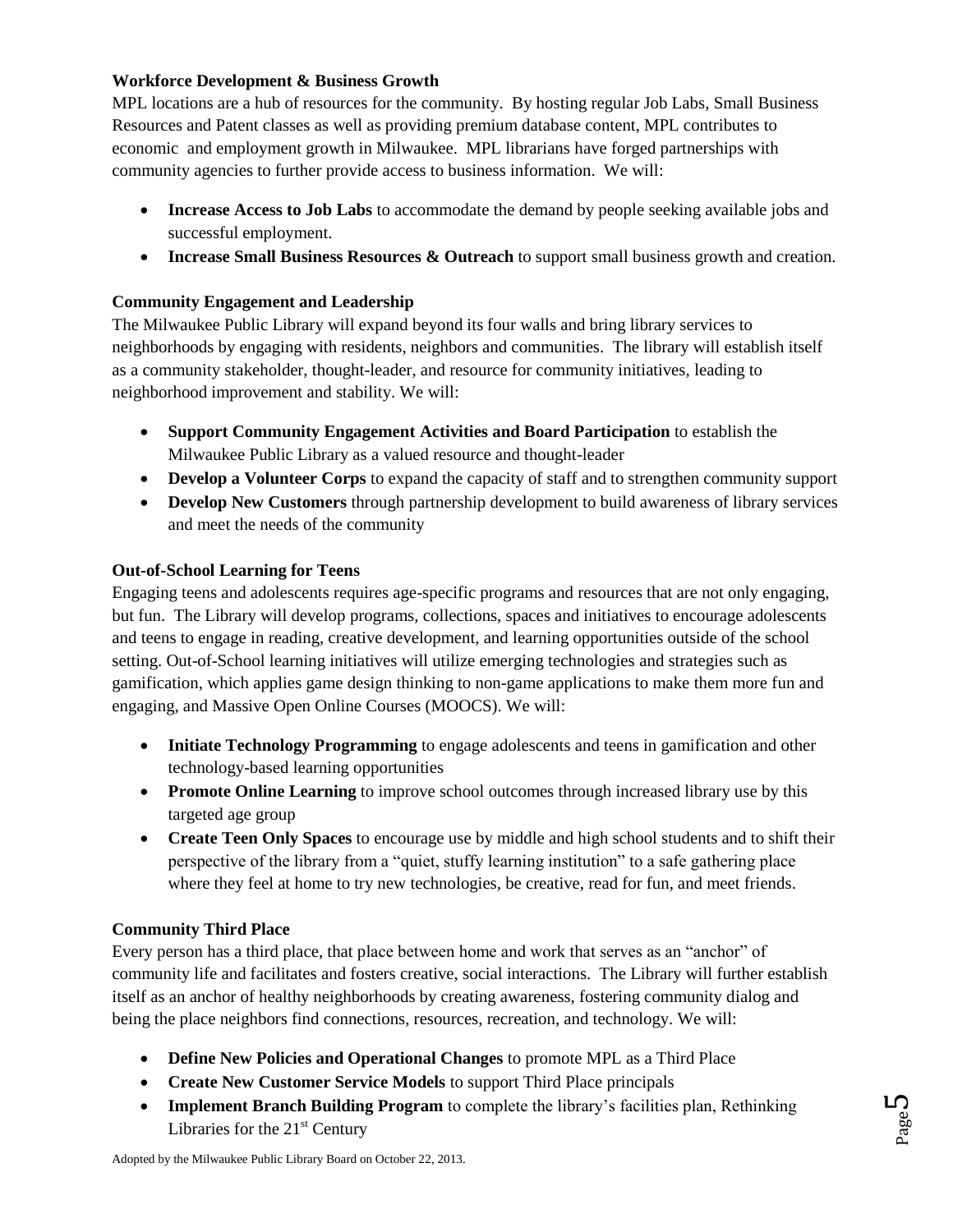**Workforce Development & Business Growth**

MPL locations are a hub of resources for the community. By hosting regular Job Labs, Small Business Resources and Patent classes as well as providing premium database content, MPL contributes to economic and employment growth in Milwaukee. MPL librarians have forged partnerships with community agencies to further provide access to business information. We will:

- **Increase Access to Job Labs** to accommodate the demand by people seeking available jobs and successful employment.
- **Increase Small Business Resources & Outreach** to support small business growth and creation.

**Community Engagement and Leadership**

The Milwaukee Public Library will expand beyond its four walls and bring library services to neighborhoods by engaging with residents, neighbors and communities. The library will establish itself as a community stakeholder, thought-leader, and resource for community initiatives, leading to neighborhood improvement and stability. We will:

- **Support Community Engagement Activities and Board Participation** to establish the Milwaukee Public Library as a valued resource and thought-leader
- **Develop a Volunteer Corps** to expand the capacity of staff and to strengthen community support
- **Develop New Customers** through partnership development to build awareness of library services and meet the needs of the community

**Out-of-School Learning for Teens**

Engaging teens and adolescents requires age-specific programs and resources that are not only engaging, but fun. The Library will develop programs, collections, spaces and initiatives to encourage adolescents and teens to engage in reading, creative development, and learning opportunities outside of the school setting. Out-of-School learning initiatives will utilize emerging technologies and strategies such as gamification, which applies game design thinking to non-game applications to make them more fun and engaging, and Massive Open Online Courses (MOOCS). We will:

- **Initiate Technology Programming** to engage adolescents and teens in gamification and other technology-based learning opportunities
- **Promote Online Learning** to improve school outcomes through increased library use by this targeted age group
- **Create Teen Only Spaces** to encourage use by middle and high school students and to shift their perspective of the library from a "quiet, stuffy learning institution" to a safe gathering place where they feel at home to try new technologies, be creative, read for fun, and meet friends.

**Community Third Place**

Every person has a third place, that place between home and work that serves as an "anchor" of community life and facilitates and fosters creative, social interactions. The Library will further establish itself as an anchor of healthy neighborhoods by creating awareness, fostering community dialog and being the place neighbors find connections, resources, recreation, and technology. We will:

- **Define New Policies and Operational Changes** to promote MPL as a Third Place
- **Create New Customer Service Models** to support Third Place principals
- **Implement Branch Building Program** to complete the library's facilities plan, Rethinking Libraries for the 21st Century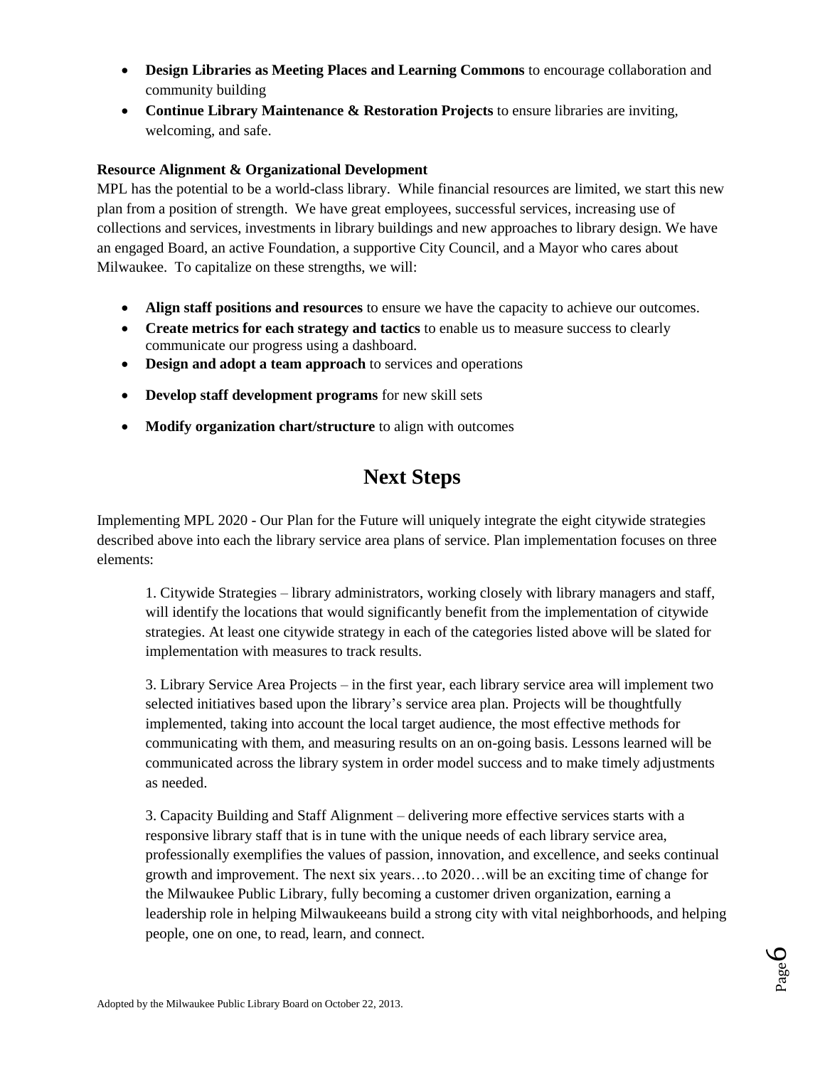- **Design Libraries as Meeting Places and Learning Commons** to encourage collaboration and community building
- **Continue Library Maintenance & Restoration Projects** to ensure libraries are inviting, welcoming, and safe.

**Resource Alignment & Organizational Development**

MPL has the potential to be a world-class library. While financial resources are limited, we start this new plan from a position of strength. We have great employees, successful services, increasing use of collections and services, investments in library buildings and new approaches to library design. We have an engaged Board, an active Foundation, a supportive City Council, and a Mayor who cares about Milwaukee. To capitalize on these strengths, we will:

- **Align staff positions and resources** to ensure we have the capacity to achieve our outcomes.
- **Create metrics for each strategy and tactics** to enable us to measure success to clearly communicate our progress using a dashboard.
- **Design and adopt a team approach** to services and operations
- **Develop staff development programs** for new skill sets
- **Modify organization chart/structure** to align with outcomes

## Next Steps

Implementing MPL 2020 - Our Plan for the Future will uniquely integrate the eight citywide strategies described above into each the library service area plans of service. Plan implementation focuses on three elements:

> 1. Citywide Strategies – library administrators, working closely with library managers and staff, will identify the locations that would significantly benefit from the implementation of citywide strategies. At least one citywide strategy in each of the categories listed above will be slated for implementation with measures to track results.
>
> 3. Library Service Area Projects – in the first year, each library service area will implement two selected initiatives based upon the library's service area plan. Projects will be thoughtfully implemented, taking into account the local target audience, the most effective methods for communicating with them, and measuring results on an on-going basis. Lessons learned will be communicated across the library system in order model success and to make timely adjustments as needed.
>
> 3. Capacity Building and Staff Alignment – delivering more effective services starts with a responsive library staff that is in tune with the unique needs of each library service area, professionally exemplifies the values of passion, innovation, and excellence, and seeks continual growth and improvement. The next six years…to 2020…will be an exciting time of change for the Milwaukee Public Library, fully becoming a customer driven organization, earning a leadership role in helping Milwaukeeans build a strong city with vital neighborhoods, and helping people, one on one, to read, learn, and connect.

Adopted by the Milwaukee Public Library Board on October 22, 2013.